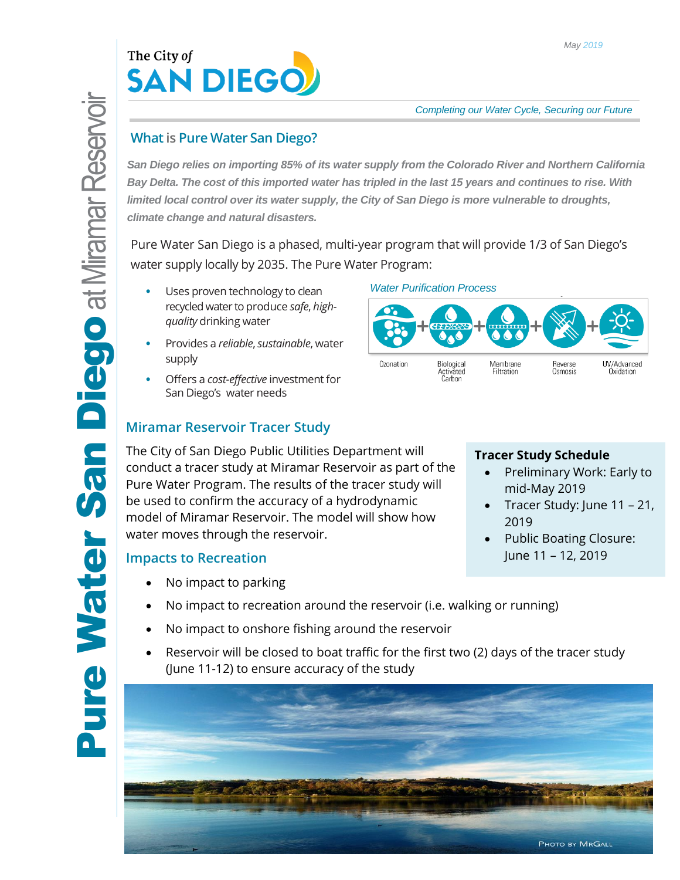May 2019

The City of SAN DIEGO

*Completing our Water Cycle, Securing our Future*

# Pure Water San Diego at Miramar Reservoir

## What is Pure Water San Diego?

***San Diego relies on importing 85% of its water supply from the Colorado River and Northern California Bay Delta. The cost of this imported water has tripled in the last 15 years and continues to rise. With limited local control over its water supply, the City of San Diego is more vulnerable to droughts, climate change and natural disasters.***

Pure Water San Diego is a phased, multi-year program that will provide 1/3 of San Diego's water supply locally by 2035. The Pure Water Program:

- Uses proven technology to clean recycled water to produce *safe*, *high-quality* drinking water
- Provides a *reliable*, *sustainable*, water supply
- Offers a *cost-effective* investment for San Diego's water needs

*Water Purification Process*

Ozonation + Biological Activated Carbon + Membrane Filtration + Reverse Osmosis + UV/Advanced Oxidation

## Miramar Reservoir Tracer Study

The City of San Diego Public Utilities Department will conduct a tracer study at Miramar Reservoir as part of the Pure Water Program. The results of the tracer study will be used to confirm the accuracy of a hydrodynamic model of Miramar Reservoir. The model will show how water moves through the reservoir.

**Tracer Study Schedule**

- Preliminary Work: Early to mid-May 2019
- Tracer Study: June 11 – 21, 2019
- Public Boating Closure: June 11 – 12, 2019

## Impacts to Recreation

- No impact to parking
- No impact to recreation around the reservoir (i.e. walking or running)
- No impact to onshore fishing around the reservoir
- Reservoir will be closed to boat traffic for the first two (2) days of the tracer study (June 11-12) to ensure accuracy of the study

PHOTO BY MRGALL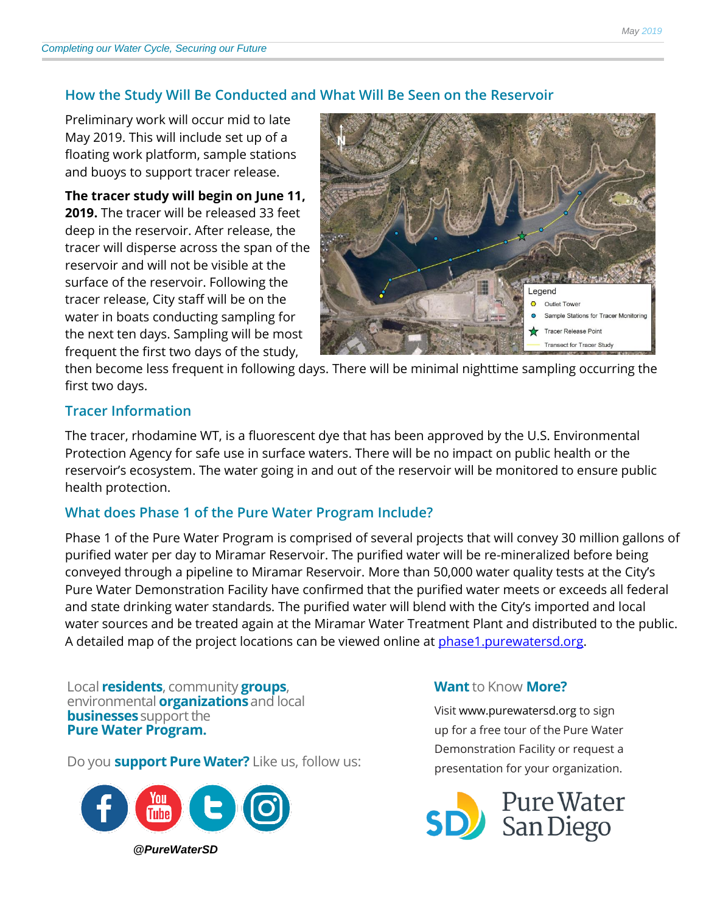## How the Study Will Be Conducted and What Will Be Seen on the Reservoir

Preliminary work will occur mid to late May 2019. This will include set up of a floating work platform, sample stations and buoys to support tracer release.

**The tracer study will begin on June 11, 2019.** The tracer will be released 33 feet deep in the reservoir. After release, the tracer will disperse across the span of the reservoir and will not be visible at the surface of the reservoir. Following the tracer release, City staff will be on the water in boats conducting sampling for the next ten days. Sampling will be most frequent the first two days of the study, then become less frequent in following days. There will be minimal nighttime sampling occurring the first two days.

Legend
Outlet Tower
Sample Stations for Tracer Monitoring
Tracer Release Point
Transect for Tracer Study

## Tracer Information

The tracer, rhodamine WT, is a fluorescent dye that has been approved by the U.S. Environmental Protection Agency for safe use in surface waters. There will be no impact on public health or the reservoir's ecosystem. The water going in and out of the reservoir will be monitored to ensure public health protection.

## What does Phase 1 of the Pure Water Program Include?

Phase 1 of the Pure Water Program is comprised of several projects that will convey 30 million gallons of purified water per day to Miramar Reservoir. The purified water will be re-mineralized before being conveyed through a pipeline to Miramar Reservoir. More than 50,000 water quality tests at the City's Pure Water Demonstration Facility have confirmed that the purified water meets or exceeds all federal and state drinking water standards. The purified water will blend with the City's imported and local water sources and be treated again at the Miramar Water Treatment Plant and distributed to the public. A detailed map of the project locations can be viewed online at [phase1.purewatersd.org](phase1.purewatersd.org).

Local **residents**, community **groups**, environmental **organizations** and local **businesses** support the **Pure Water Program.**

Do you **support Pure Water?** Like us, follow us:

***@PureWaterSD***

### **Want** to Know **More?**

Visit www.purewatersd.org to sign up for a free tour of the Pure Water Demonstration Facility or request a presentation for your organization.

Pure Water San Diego